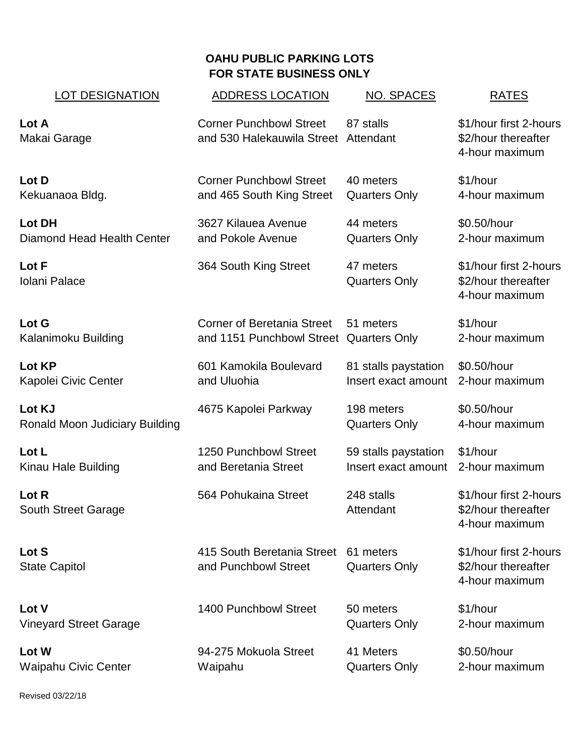**OAHU PUBLIC PARKING LOTS**
**FOR STATE BUSINESS ONLY**

| LOT DESIGNATION | ADDRESS LOCATION | NO. SPACES | RATES |
|---|---|---|---|
| **Lot A**<br>Makai Garage | Corner Punchbowl Street and 530 Halekauwila Street | 87 stalls<br>Attendant | \$1/hour first 2-hours<br>\$2/hour thereafter<br>4-hour maximum |
| **Lot D**<br>Kekuanaoa Bldg. | Corner Punchbowl Street and 465 South King Street | 40 meters<br>Quarters Only | \$1/hour<br>4-hour maximum |
| **Lot DH**<br>Diamond Head Health Center | 3627 Kilauea Avenue and Pokole Avenue | 44 meters<br>Quarters Only | \$0.50/hour<br>2-hour maximum |
| **Lot F**<br>Iolani Palace | 364 South King Street | 47 meters<br>Quarters Only | \$1/hour first 2-hours<br>\$2/hour thereafter<br>4-hour maximum |
| **Lot G**<br>Kalanimoku Building | Corner of Beretania Street and 1151 Punchbowl Street | 51 meters<br>Quarters Only | \$1/hour<br>2-hour maximum |
| **Lot KP**<br>Kapolei Civic Center | 601 Kamokila Boulevard and Uluohia | 81 stalls paystation<br>Insert exact amount | \$0.50/hour<br>2-hour maximum |
| **Lot KJ**<br>Ronald Moon Judiciary Building | 4675 Kapolei Parkway | 198 meters<br>Quarters Only | \$0.50/hour<br>4-hour maximum |
| **Lot L**<br>Kinau Hale Building | 1250 Punchbowl Street and Beretania Street | 59 stalls paystation<br>Insert exact amount | \$1/hour<br>2-hour maximum |
| **Lot R**<br>South Street Garage | 564 Pohukaina Street | 248 stalls<br>Attendant | \$1/hour first 2-hours<br>\$2/hour thereafter<br>4-hour maximum |
| **Lot S**<br>State Capitol | 415 South Beretania Street and Punchbowl Street | 61 meters<br>Quarters Only | \$1/hour first 2-hours<br>\$2/hour thereafter<br>4-hour maximum |
| **Lot V**<br>Vineyard Street Garage | 1400 Punchbowl Street | 50 meters<br>Quarters Only | \$1/hour<br>2-hour maximum |
| **Lot W**<br>Waipahu Civic Center | 94-275 Mokuola Street Waipahu | 41 Meters<br>Quarters Only | \$0.50/hour<br>2-hour maximum |

Revised 03/22/18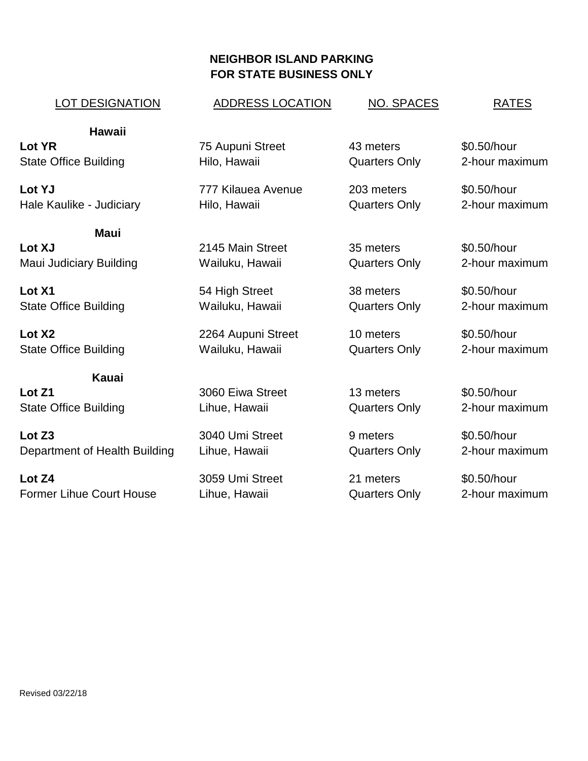**NEIGHBOR ISLAND PARKING**
**FOR STATE BUSINESS ONLY**

| LOT DESIGNATION | ADDRESS LOCATION | NO. SPACES | RATES |
|---|---|---|---|
| **Hawaii** | | | |
| **Lot YR**<br>State Office Building | 75 Aupuni Street<br>Hilo, Hawaii | 43 meters<br>Quarters Only | $0.50/hour<br>2-hour maximum |
| **Lot YJ**<br>Hale Kaulike - Judiciary | 777 Kilauea Avenue<br>Hilo, Hawaii | 203 meters<br>Quarters Only | $0.50/hour<br>2-hour maximum |
| **Maui** | | | |
| **Lot XJ**<br>Maui Judiciary Building | 2145 Main Street<br>Wailuku, Hawaii | 35 meters<br>Quarters Only | $0.50/hour<br>2-hour maximum |
| **Lot X1**<br>State Office Building | 54 High Street<br>Wailuku, Hawaii | 38 meters<br>Quarters Only | $0.50/hour<br>2-hour maximum |
| **Lot X2**<br>State Office Building | 2264 Aupuni Street<br>Wailuku, Hawaii | 10 meters<br>Quarters Only | $0.50/hour<br>2-hour maximum |
| **Kauai** | | | |
| **Lot Z1**<br>State Office Building | 3060 Eiwa Street<br>Lihue, Hawaii | 13 meters<br>Quarters Only | $0.50/hour<br>2-hour maximum |
| **Lot Z3**<br>Department of Health Building | 3040 Umi Street<br>Lihue, Hawaii | 9 meters<br>Quarters Only | $0.50/hour<br>2-hour maximum |
| **Lot Z4**<br>Former Lihue Court House | 3059 Umi Street<br>Lihue, Hawaii | 21 meters<br>Quarters Only | $0.50/hour<br>2-hour maximum |

Revised 03/22/18